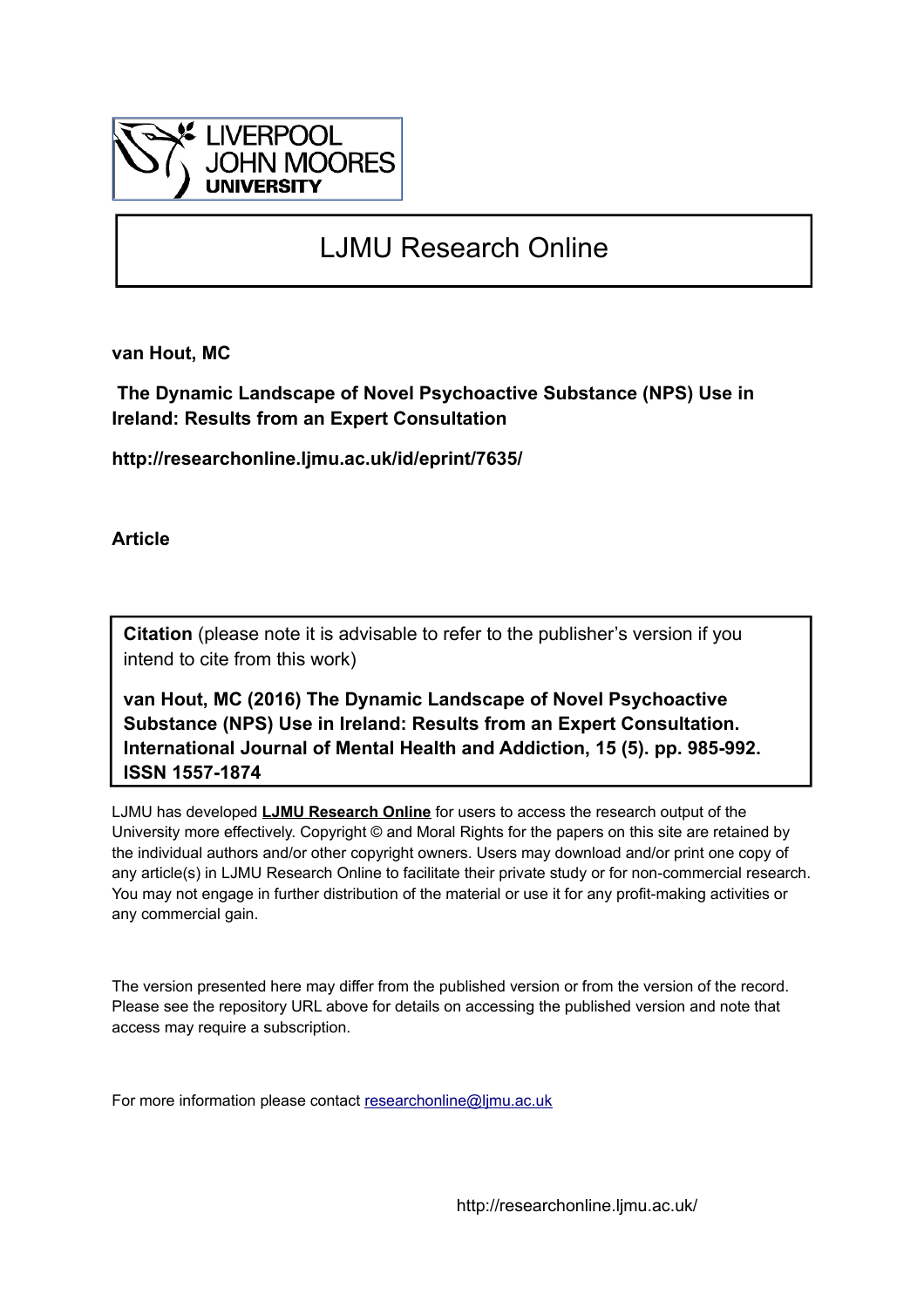LIVERPOOL JOHN MOORES UNIVERSITY

# LJMU Research Online

**van Hout, MC**

**The Dynamic Landscape of Novel Psychoactive Substance (NPS) Use in Ireland: Results from an Expert Consultation**

**http://researchonline.ljmu.ac.uk/id/eprint/7635/**

**Article**

**Citation** (please note it is advisable to refer to the publisher's version if you intend to cite from this work)

**van Hout, MC (2016) The Dynamic Landscape of Novel Psychoactive Substance (NPS) Use in Ireland: Results from an Expert Consultation. International Journal of Mental Health and Addiction, 15 (5). pp. 985-992. ISSN 1557-1874**

LJMU has developed **LJMU Research Online** for users to access the research output of the University more effectively. Copyright © and Moral Rights for the papers on this site are retained by the individual authors and/or other copyright owners. Users may download and/or print one copy of any article(s) in LJMU Research Online to facilitate their private study or for non-commercial research. You may not engage in further distribution of the material or use it for any profit-making activities or any commercial gain.

The version presented here may differ from the published version or from the version of the record. Please see the repository URL above for details on accessing the published version and note that access may require a subscription.

For more information please contact researchonline@ljmu.ac.uk

http://researchonline.ljmu.ac.uk/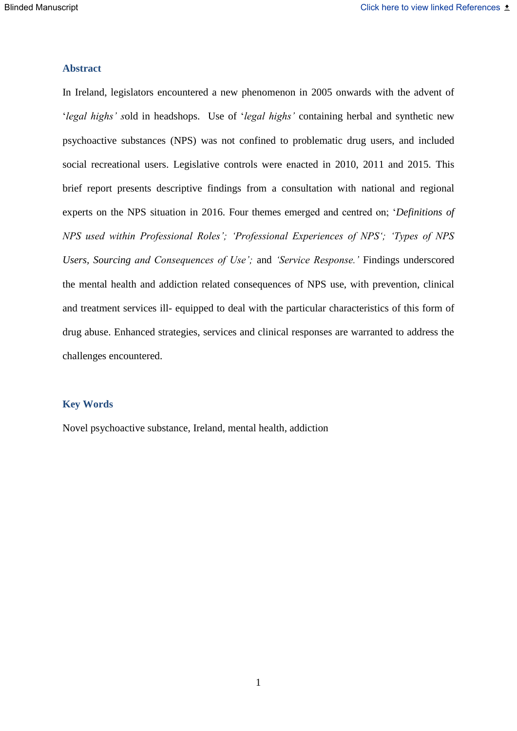## Abstract

In Ireland, legislators encountered a new phenomenon in 2005 onwards with the advent of '*legal highs*' sold in headshops. Use of '*legal highs*' containing herbal and synthetic new psychoactive substances (NPS) was not confined to problematic drug users, and included social recreational users. Legislative controls were enacted in 2010, 2011 and 2015. This brief report presents descriptive findings from a consultation with national and regional experts on the NPS situation in 2016. Four themes emerged and centred on; '*Definitions of NPS used within Professional Roles'; 'Professional Experiences of NPS'; 'Types of NPS Users, Sourcing and Consequences of Use';* and *'Service Response.'* Findings underscored the mental health and addiction related consequences of NPS use, with prevention, clinical and treatment services ill- equipped to deal with the particular characteristics of this form of drug abuse. Enhanced strategies, services and clinical responses are warranted to address the challenges encountered.

## Key Words

Novel psychoactive substance, Ireland, mental health, addiction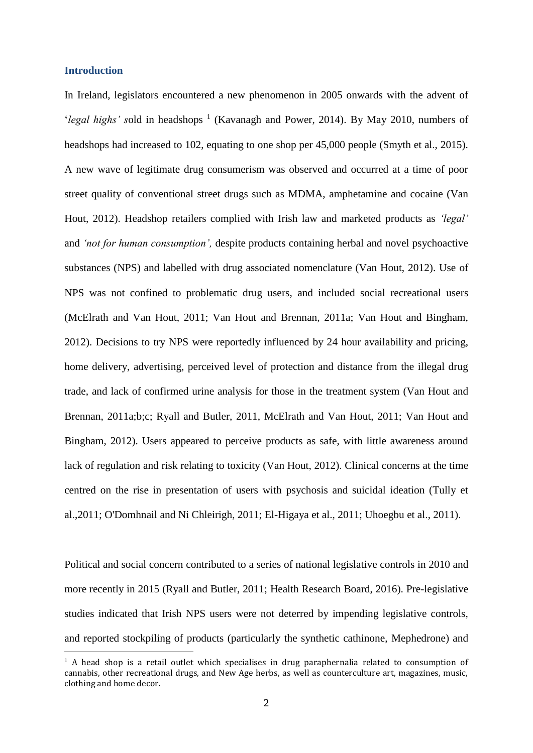## Introduction

In Ireland, legislators encountered a new phenomenon in 2005 onwards with the advent of '*legal highs' s*old in headshops [1] (Kavanagh and Power, 2014). By May 2010, numbers of headshops had increased to 102, equating to one shop per 45,000 people (Smyth et al., 2015). A new wave of legitimate drug consumerism was observed and occurred at a time of poor street quality of conventional street drugs such as MDMA, amphetamine and cocaine (Van Hout, 2012). Headshop retailers complied with Irish law and marketed products as *'legal'* and *'not for human consumption',* despite products containing herbal and novel psychoactive substances (NPS) and labelled with drug associated nomenclature (Van Hout, 2012). Use of NPS was not confined to problematic drug users, and included social recreational users (McElrath and Van Hout, 2011; Van Hout and Brennan, 2011a; Van Hout and Bingham, 2012). Decisions to try NPS were reportedly influenced by 24 hour availability and pricing, home delivery, advertising, perceived level of protection and distance from the illegal drug trade, and lack of confirmed urine analysis for those in the treatment system (Van Hout and Brennan, 2011a;b;c; Ryall and Butler, 2011, McElrath and Van Hout, 2011; Van Hout and Bingham, 2012). Users appeared to perceive products as safe, with little awareness around lack of regulation and risk relating to toxicity (Van Hout, 2012). Clinical concerns at the time centred on the rise in presentation of users with psychosis and suicidal ideation (Tully et al.,2011; O'Domhnail and Ni Chleirigh, 2011; El-Higaya et al., 2011; Uhoegbu et al., 2011).

Political and social concern contributed to a series of national legislative controls in 2010 and more recently in 2015 (Ryall and Butler, 2011; Health Research Board, 2016). Pre-legislative studies indicated that Irish NPS users were not deterred by impending legislative controls, and reported stockpiling of products (particularly the synthetic cathinone, Mephedrone) and

[1] A head shop is a retail outlet which specialises in drug paraphernalia related to consumption of cannabis, other recreational drugs, and New Age herbs, as well as counterculture art, magazines, music, clothing and home decor.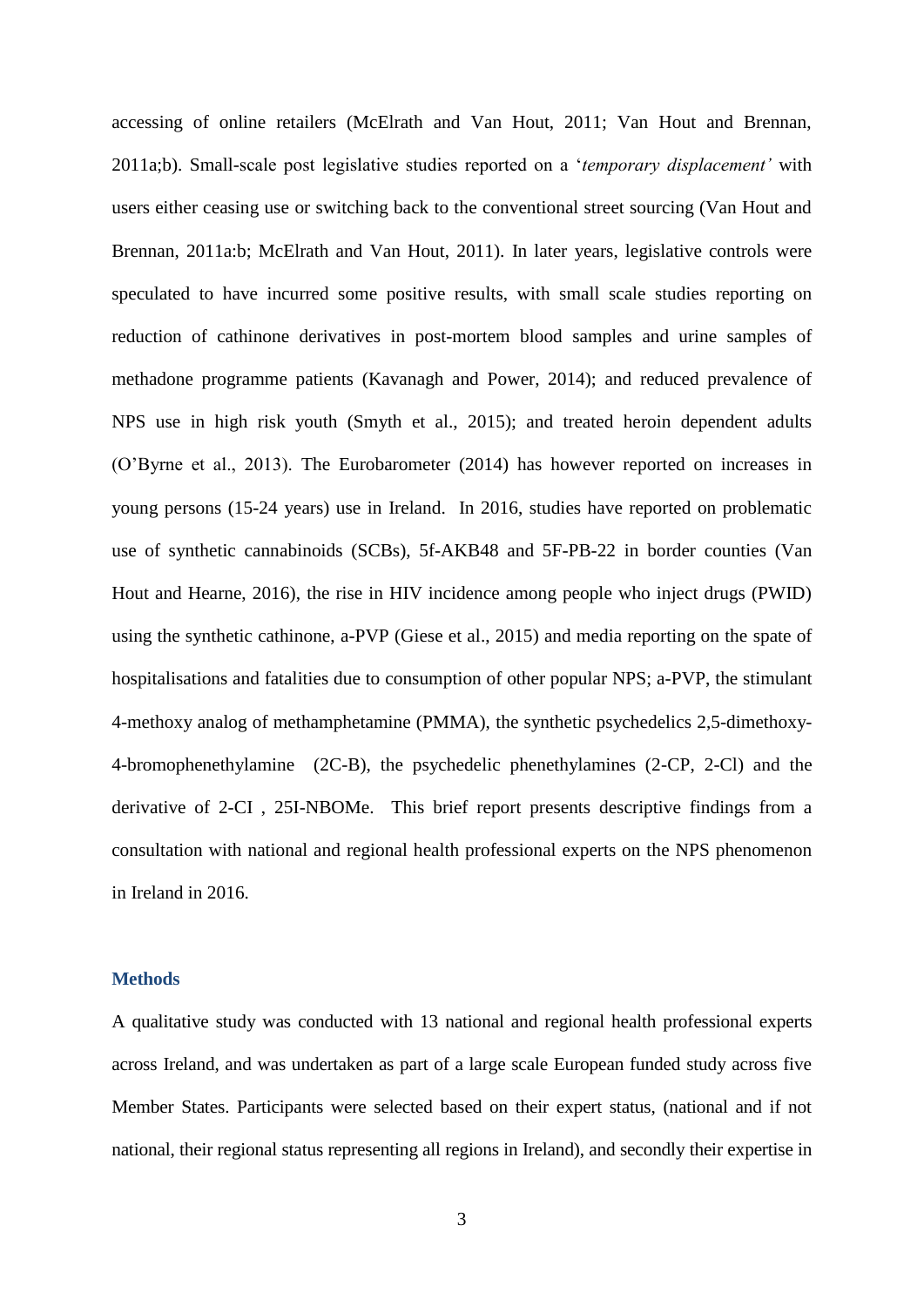accessing of online retailers (McElrath and Van Hout, 2011; Van Hout and Brennan, 2011a;b). Small-scale post legislative studies reported on a '*temporary displacement'* with users either ceasing use or switching back to the conventional street sourcing (Van Hout and Brennan, 2011a:b; McElrath and Van Hout, 2011). In later years, legislative controls were speculated to have incurred some positive results, with small scale studies reporting on reduction of cathinone derivatives in post-mortem blood samples and urine samples of methadone programme patients (Kavanagh and Power, 2014); and reduced prevalence of NPS use in high risk youth (Smyth et al., 2015); and treated heroin dependent adults (O'Byrne et al., 2013). The Eurobarometer (2014) has however reported on increases in young persons (15-24 years) use in Ireland. In 2016, studies have reported on problematic use of synthetic cannabinoids (SCBs), 5f-AKB48 and 5F-PB-22 in border counties (Van Hout and Hearne, 2016), the rise in HIV incidence among people who inject drugs (PWID) using the synthetic cathinone, a-PVP (Giese et al., 2015) and media reporting on the spate of hospitalisations and fatalities due to consumption of other popular NPS; a-PVP, the stimulant 4-methoxy analog of methamphetamine (PMMA), the synthetic psychedelics 2,5-dimethoxy-4-bromophenethylamine (2C-B), the psychedelic phenethylamines (2-CP, 2-Cl) and the derivative of 2-CI , 25I-NBOMe. This brief report presents descriptive findings from a consultation with national and regional health professional experts on the NPS phenomenon in Ireland in 2016.

## Methods

A qualitative study was conducted with 13 national and regional health professional experts across Ireland, and was undertaken as part of a large scale European funded study across five Member States. Participants were selected based on their expert status, (national and if not national, their regional status representing all regions in Ireland), and secondly their expertise in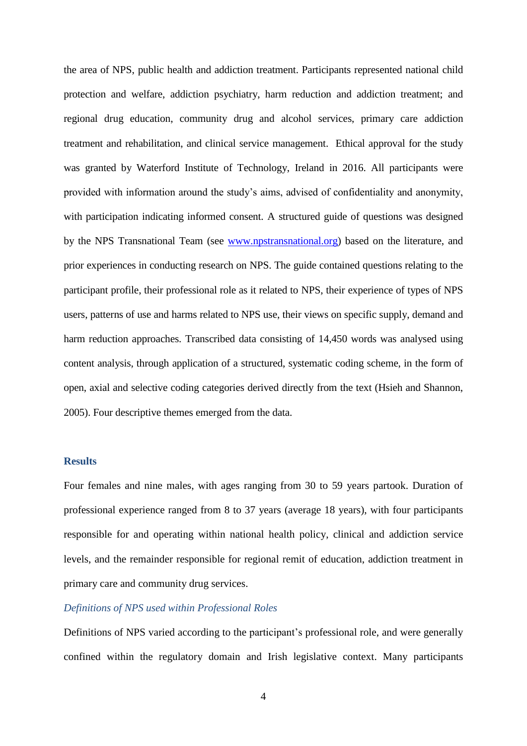the area of NPS, public health and addiction treatment. Participants represented national child protection and welfare, addiction psychiatry, harm reduction and addiction treatment; and regional drug education, community drug and alcohol services, primary care addiction treatment and rehabilitation, and clinical service management. Ethical approval for the study was granted by Waterford Institute of Technology, Ireland in 2016. All participants were provided with information around the study's aims, advised of confidentiality and anonymity, with participation indicating informed consent. A structured guide of questions was designed by the NPS Transnational Team (see [www.npstransnational.org](www.npstransnational.org)) based on the literature, and prior experiences in conducting research on NPS. The guide contained questions relating to the participant profile, their professional role as it related to NPS, their experience of types of NPS users, patterns of use and harms related to NPS use, their views on specific supply, demand and harm reduction approaches. Transcribed data consisting of 14,450 words was analysed using content analysis, through application of a structured, systematic coding scheme, in the form of open, axial and selective coding categories derived directly from the text (Hsieh and Shannon, 2005). Four descriptive themes emerged from the data.

## Results

Four females and nine males, with ages ranging from 30 to 59 years partook. Duration of professional experience ranged from 8 to 37 years (average 18 years), with four participants responsible for and operating within national health policy, clinical and addiction service levels, and the remainder responsible for regional remit of education, addiction treatment in primary care and community drug services.

### *Definitions of NPS used within Professional Roles*

Definitions of NPS varied according to the participant's professional role, and were generally confined within the regulatory domain and Irish legislative context. Many participants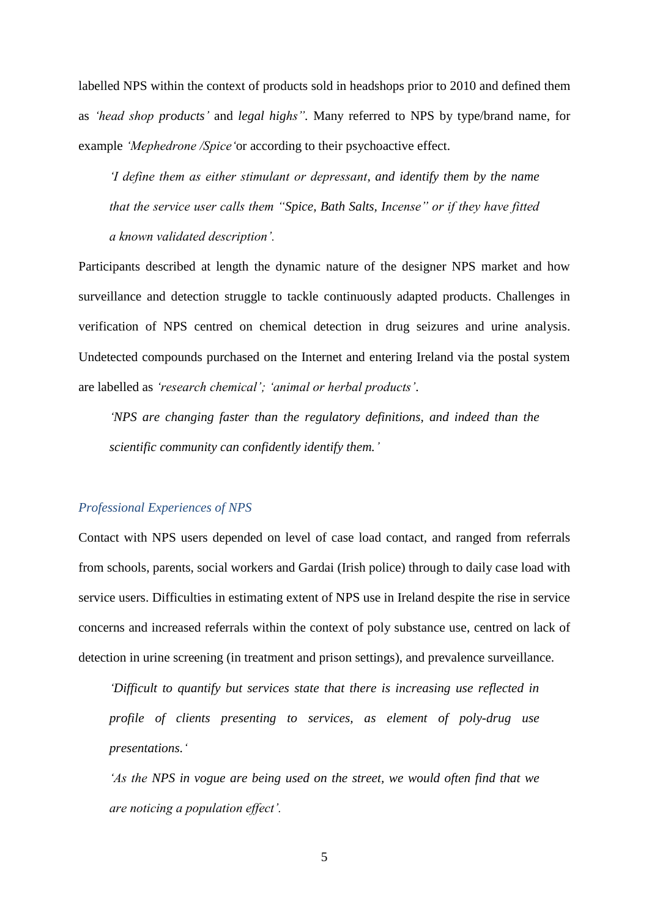labelled NPS within the context of products sold in headshops prior to 2010 and defined them as *'head shop products'* and *legal highs".* Many referred to NPS by type/brand name, for example *'Mephedrone /Spice'*or according to their psychoactive effect.

> *'I define them as either stimulant or depressant, and identify them by the name that the service user calls them "Spice, Bath Salts, Incense" or if they have fitted a known validated description'.*

Participants described at length the dynamic nature of the designer NPS market and how surveillance and detection struggle to tackle continuously adapted products. Challenges in verification of NPS centred on chemical detection in drug seizures and urine analysis. Undetected compounds purchased on the Internet and entering Ireland via the postal system are labelled as *'research chemical'; 'animal or herbal products'.*

> *'NPS are changing faster than the regulatory definitions, and indeed than the scientific community can confidently identify them.'*

### *Professional Experiences of NPS*

Contact with NPS users depended on level of case load contact, and ranged from referrals from schools, parents, social workers and Gardai (Irish police) through to daily case load with service users. Difficulties in estimating extent of NPS use in Ireland despite the rise in service concerns and increased referrals within the context of poly substance use, centred on lack of detection in urine screening (in treatment and prison settings), and prevalence surveillance.

> *'Difficult to quantify but services state that there is increasing use reflected in profile of clients presenting to services, as element of poly-drug use presentations.'*
>
> *'As the NPS in vogue are being used on the street, we would often find that we are noticing a population effect'.*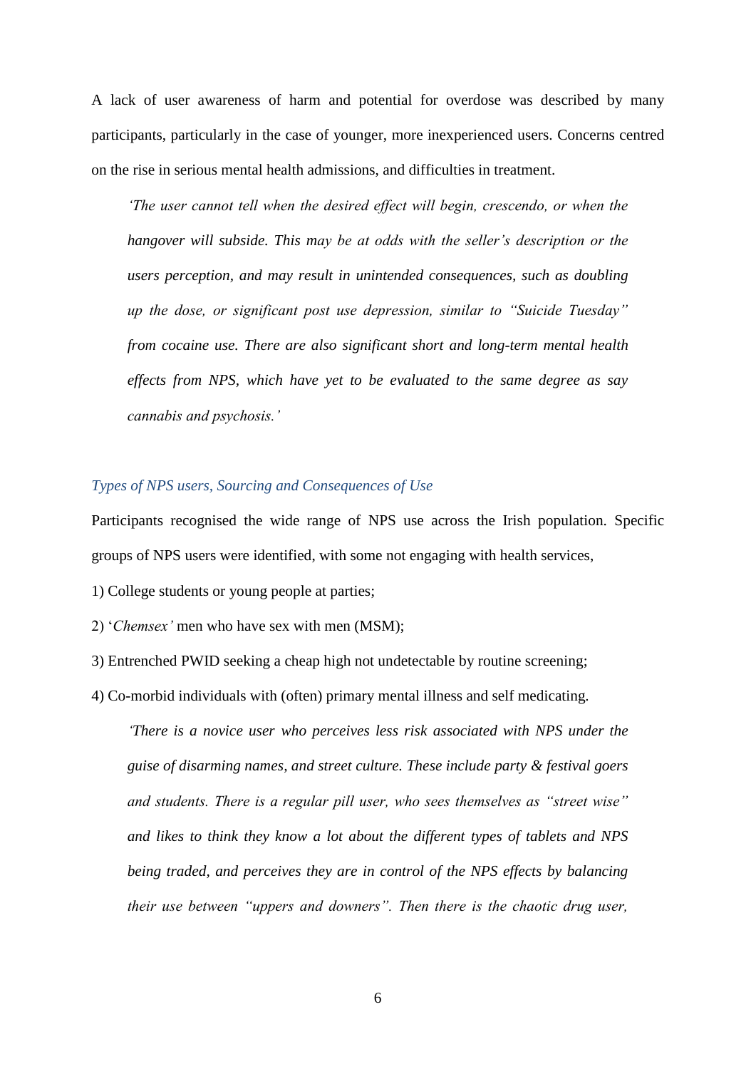A lack of user awareness of harm and potential for overdose was described by many participants, particularly in the case of younger, more inexperienced users. Concerns centred on the rise in serious mental health admissions, and difficulties in treatment.

> *'The user cannot tell when the desired effect will begin, crescendo, or when the hangover will subside. This may be at odds with the seller's description or the users perception, and may result in unintended consequences, such as doubling up the dose, or significant post use depression, similar to "Suicide Tuesday" from cocaine use. There are also significant short and long-term mental health effects from NPS, which have yet to be evaluated to the same degree as say cannabis and psychosis.'*

### *Types of NPS users, Sourcing and Consequences of Use*

Participants recognised the wide range of NPS use across the Irish population. Specific groups of NPS users were identified, with some not engaging with health services,

1) College students or young people at parties;

2) '*Chemsex'* men who have sex with men (MSM);

3) Entrenched PWID seeking a cheap high not undetectable by routine screening;

4) Co-morbid individuals with (often) primary mental illness and self medicating.

> *'There is a novice user who perceives less risk associated with NPS under the guise of disarming names, and street culture. These include party & festival goers and students. There is a regular pill user, who sees themselves as "street wise" and likes to think they know a lot about the different types of tablets and NPS being traded, and perceives they are in control of the NPS effects by balancing their use between "uppers and downers". Then there is the chaotic drug user,*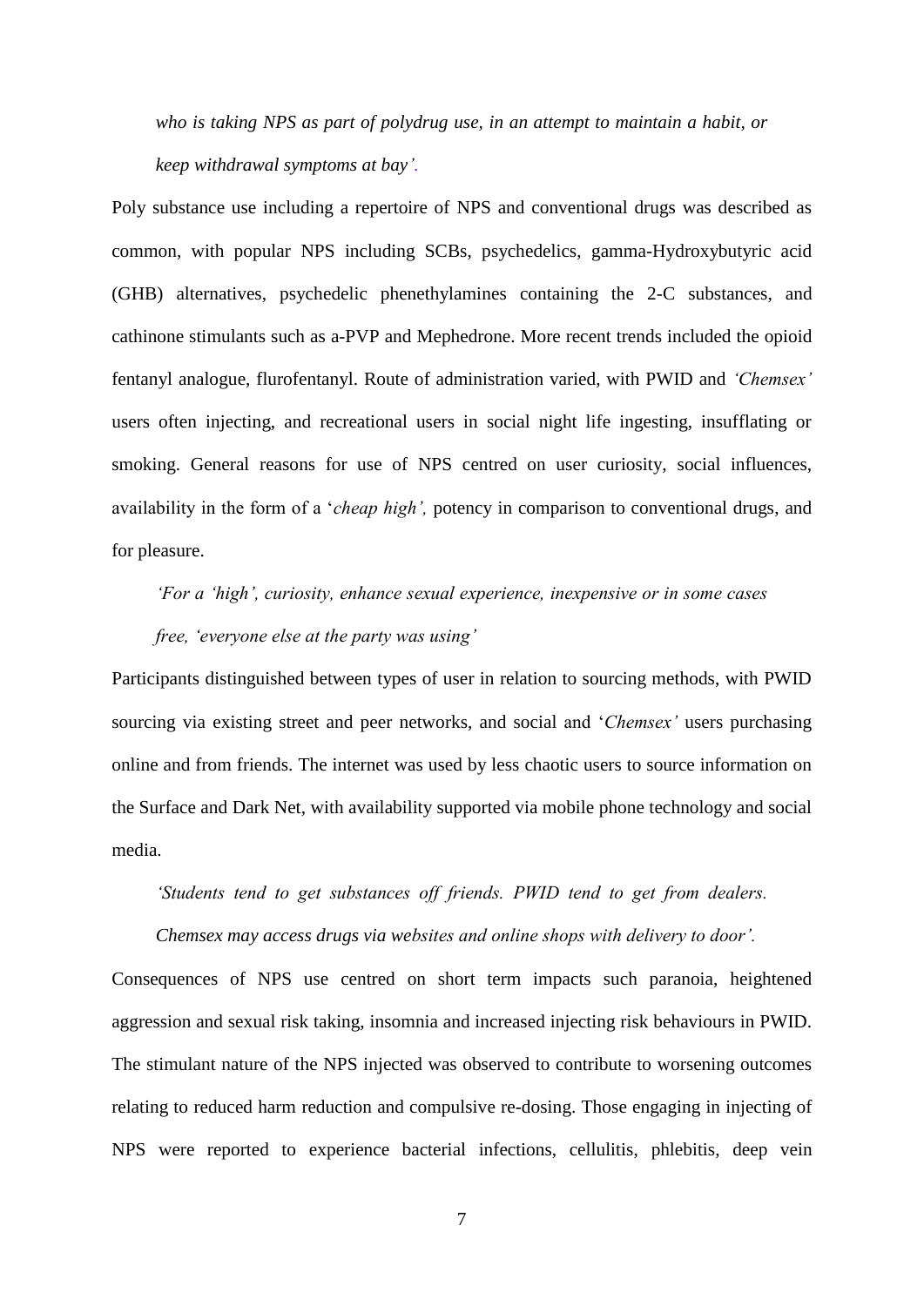*who is taking NPS as part of polydrug use, in an attempt to maintain a habit, or keep withdrawal symptoms at bay'.*

Poly substance use including a repertoire of NPS and conventional drugs was described as common, with popular NPS including SCBs, psychedelics, gamma-Hydroxybutyric acid (GHB) alternatives, psychedelic phenethylamines containing the 2-C substances, and cathinone stimulants such as a-PVP and Mephedrone. More recent trends included the opioid fentanyl analogue, flurofentanyl. Route of administration varied, with PWID and *'Chemsex'* users often injecting, and recreational users in social night life ingesting, insufflating or smoking. General reasons for use of NPS centred on user curiosity, social influences, availability in the form of a '*cheap high',* potency in comparison to conventional drugs, and for pleasure.

*'For a 'high', curiosity, enhance sexual experience, inexpensive or in some cases free, 'everyone else at the party was using'*

Participants distinguished between types of user in relation to sourcing methods, with PWID sourcing via existing street and peer networks, and social and '*Chemsex'* users purchasing online and from friends. The internet was used by less chaotic users to source information on the Surface and Dark Net, with availability supported via mobile phone technology and social media.

*'Students tend to get substances off friends. PWID tend to get from dealers. Chemsex may access drugs via websites and online shops with delivery to door'.*

Consequences of NPS use centred on short term impacts such paranoia, heightened aggression and sexual risk taking, insomnia and increased injecting risk behaviours in PWID. The stimulant nature of the NPS injected was observed to contribute to worsening outcomes relating to reduced harm reduction and compulsive re-dosing. Those engaging in injecting of NPS were reported to experience bacterial infections, cellulitis, phlebitis, deep vein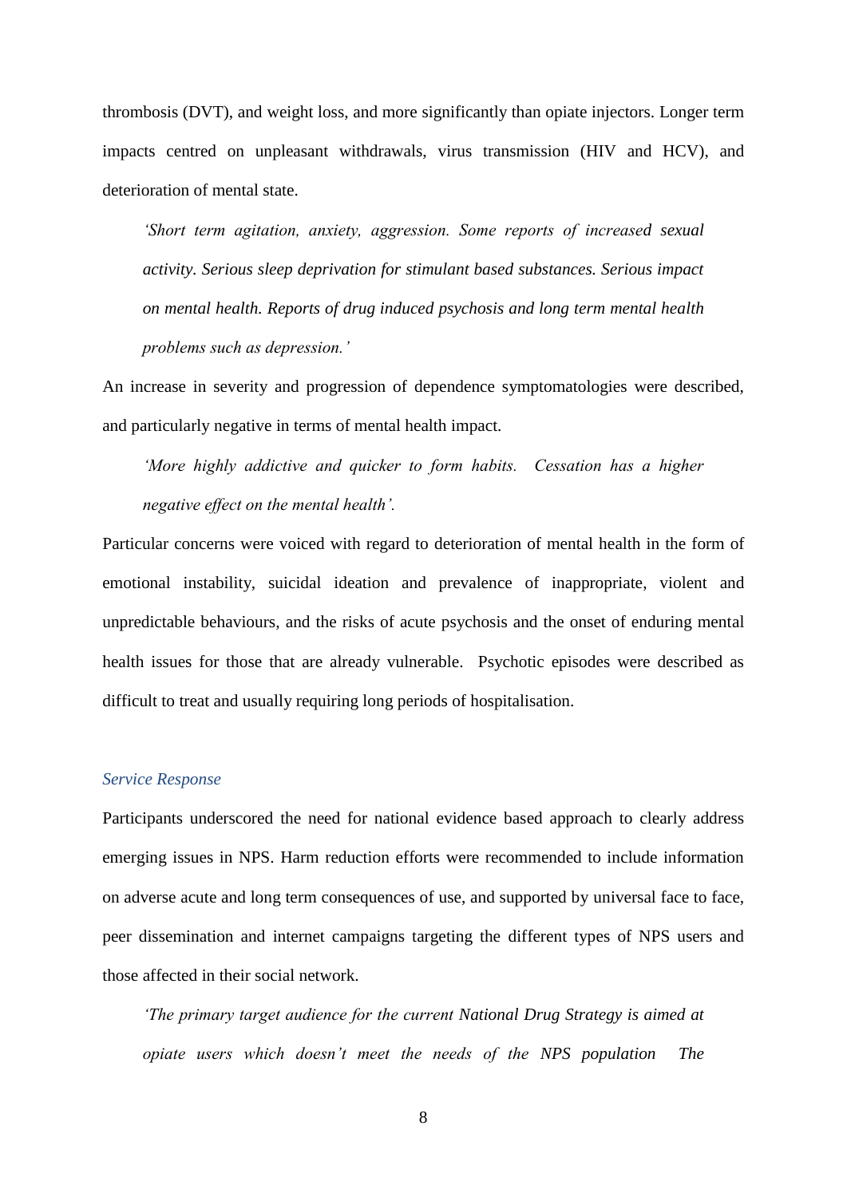thrombosis (DVT), and weight loss, and more significantly than opiate injectors. Longer term impacts centred on unpleasant withdrawals, virus transmission (HIV and HCV), and deterioration of mental state.

> *'Short term agitation, anxiety, aggression. Some reports of increased sexual activity. Serious sleep deprivation for stimulant based substances. Serious impact on mental health. Reports of drug induced psychosis and long term mental health problems such as depression.'*

An increase in severity and progression of dependence symptomatologies were described, and particularly negative in terms of mental health impact.

> *'More highly addictive and quicker to form habits. Cessation has a higher negative effect on the mental health'.*

Particular concerns were voiced with regard to deterioration of mental health in the form of emotional instability, suicidal ideation and prevalence of inappropriate, violent and unpredictable behaviours, and the risks of acute psychosis and the onset of enduring mental health issues for those that are already vulnerable. Psychotic episodes were described as difficult to treat and usually requiring long periods of hospitalisation.

### *Service Response*

Participants underscored the need for national evidence based approach to clearly address emerging issues in NPS. Harm reduction efforts were recommended to include information on adverse acute and long term consequences of use, and supported by universal face to face, peer dissemination and internet campaigns targeting the different types of NPS users and those affected in their social network.

> *'The primary target audience for the current National Drug Strategy is aimed at opiate users which doesn't meet the needs of the NPS population The*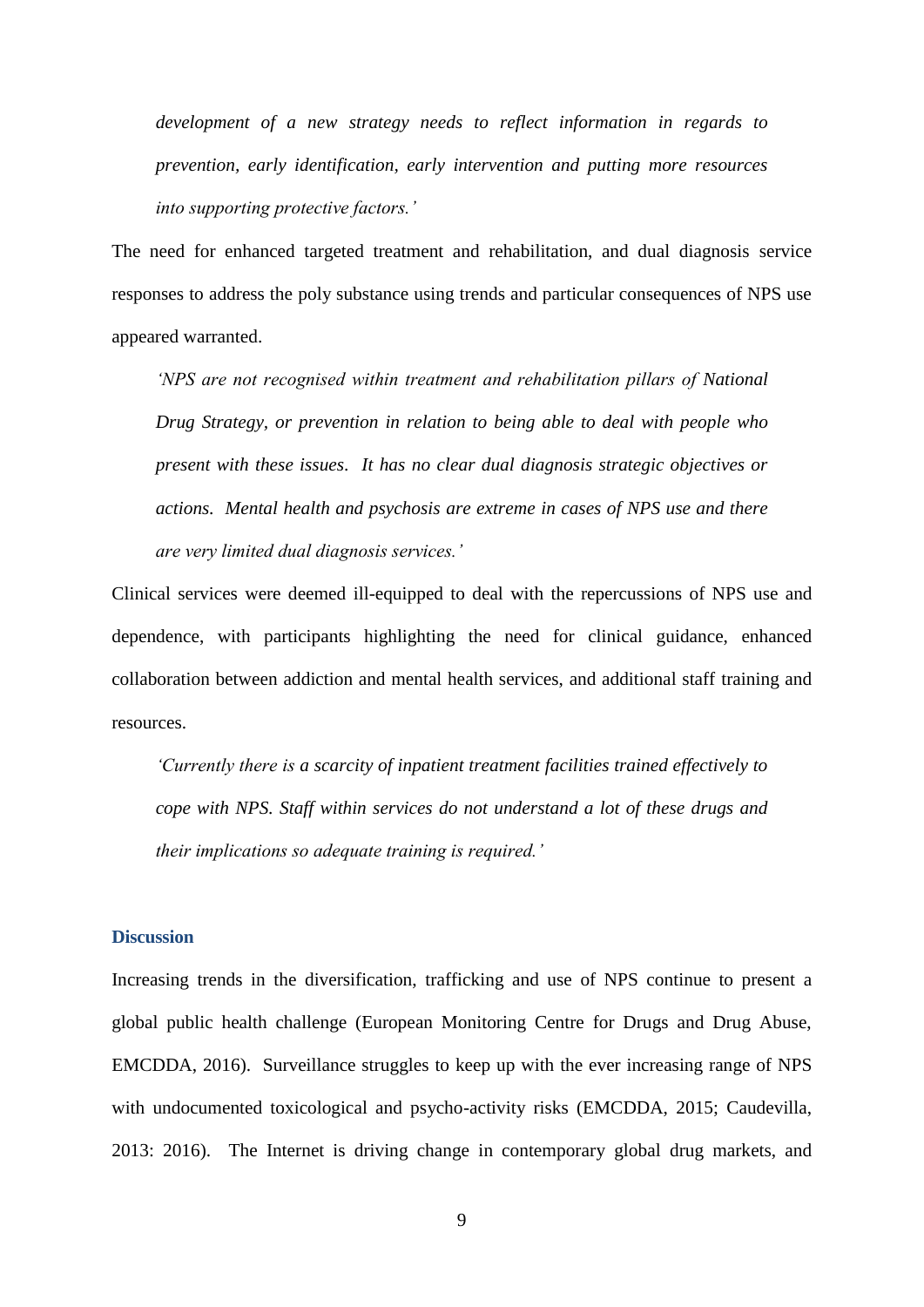*development of a new strategy needs to reflect information in regards to prevention, early identification, early intervention and putting more resources into supporting protective factors.'*

The need for enhanced targeted treatment and rehabilitation, and dual diagnosis service responses to address the poly substance using trends and particular consequences of NPS use appeared warranted.

> *'NPS are not recognised within treatment and rehabilitation pillars of National Drug Strategy, or prevention in relation to being able to deal with people who present with these issues. It has no clear dual diagnosis strategic objectives or actions. Mental health and psychosis are extreme in cases of NPS use and there are very limited dual diagnosis services.'*

Clinical services were deemed ill-equipped to deal with the repercussions of NPS use and dependence, with participants highlighting the need for clinical guidance, enhanced collaboration between addiction and mental health services, and additional staff training and resources.

> *'Currently there is a scarcity of inpatient treatment facilities trained effectively to cope with NPS. Staff within services do not understand a lot of these drugs and their implications so adequate training is required.'*

## Discussion

Increasing trends in the diversification, trafficking and use of NPS continue to present a global public health challenge (European Monitoring Centre for Drugs and Drug Abuse, EMCDDA, 2016). Surveillance struggles to keep up with the ever increasing range of NPS with undocumented toxicological and psycho-activity risks (EMCDDA, 2015; Caudevilla, 2013: 2016). The Internet is driving change in contemporary global drug markets, and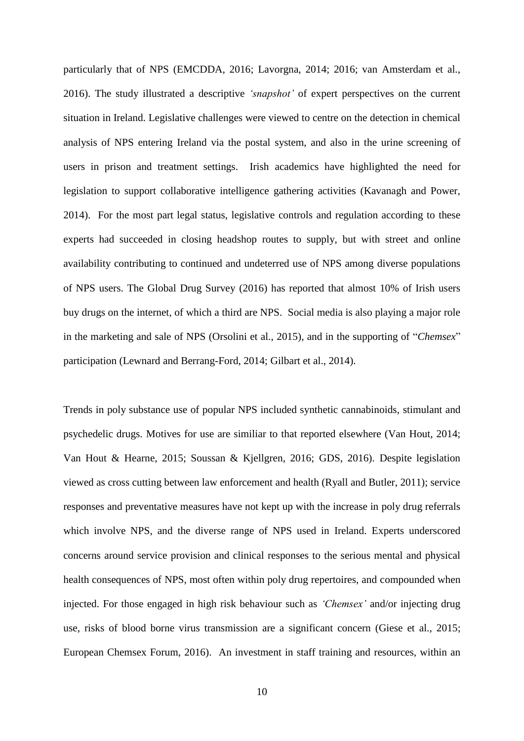particularly that of NPS (EMCDDA, 2016; Lavorgna, 2014; 2016; van Amsterdam et al., 2016). The study illustrated a descriptive *'snapshot'* of expert perspectives on the current situation in Ireland. Legislative challenges were viewed to centre on the detection in chemical analysis of NPS entering Ireland via the postal system, and also in the urine screening of users in prison and treatment settings. Irish academics have highlighted the need for legislation to support collaborative intelligence gathering activities (Kavanagh and Power, 2014). For the most part legal status, legislative controls and regulation according to these experts had succeeded in closing headshop routes to supply, but with street and online availability contributing to continued and undeterred use of NPS among diverse populations of NPS users. The Global Drug Survey (2016) has reported that almost 10% of Irish users buy drugs on the internet, of which a third are NPS. Social media is also playing a major role in the marketing and sale of NPS (Orsolini et al., 2015), and in the supporting of "*Chemsex*" participation (Lewnard and Berrang-Ford, 2014; Gilbart et al., 2014).

Trends in poly substance use of popular NPS included synthetic cannabinoids, stimulant and psychedelic drugs. Motives for use are similiar to that reported elsewhere (Van Hout, 2014; Van Hout & Hearne, 2015; Soussan & Kjellgren, 2016; GDS, 2016). Despite legislation viewed as cross cutting between law enforcement and health (Ryall and Butler, 2011); service responses and preventative measures have not kept up with the increase in poly drug referrals which involve NPS, and the diverse range of NPS used in Ireland. Experts underscored concerns around service provision and clinical responses to the serious mental and physical health consequences of NPS, most often within poly drug repertoires, and compounded when injected. For those engaged in high risk behaviour such as *'Chemsex'* and/or injecting drug use, risks of blood borne virus transmission are a significant concern (Giese et al., 2015; European Chemsex Forum, 2016). An investment in staff training and resources, within an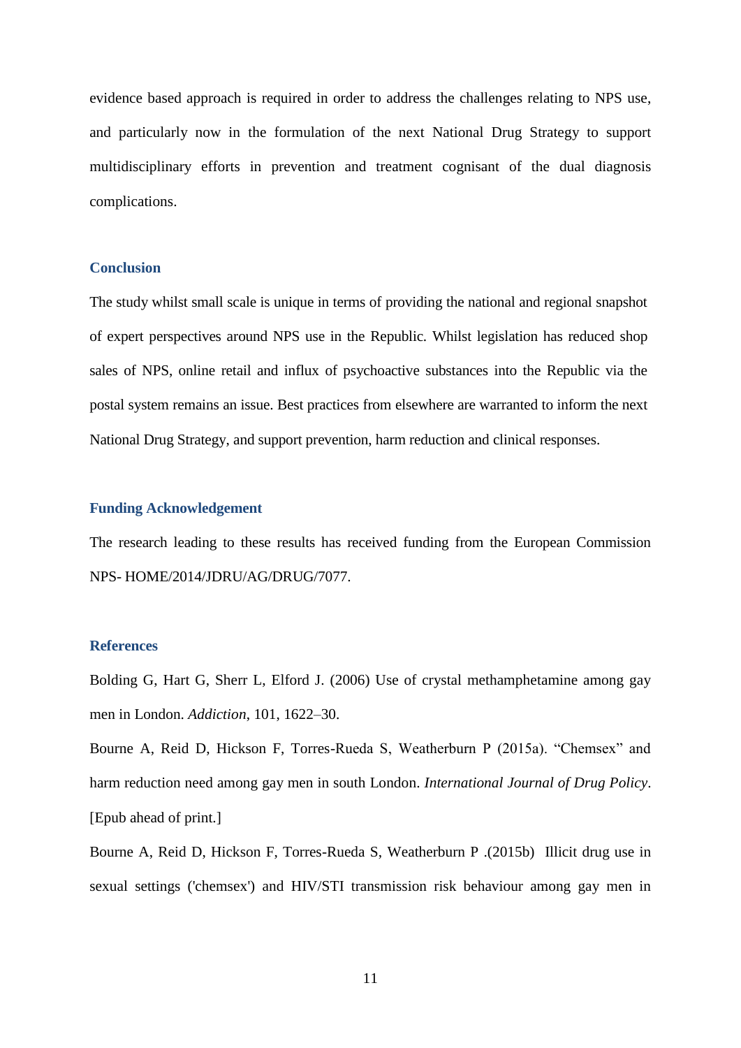evidence based approach is required in order to address the challenges relating to NPS use, and particularly now in the formulation of the next National Drug Strategy to support multidisciplinary efforts in prevention and treatment cognisant of the dual diagnosis complications.

## Conclusion

The study whilst small scale is unique in terms of providing the national and regional snapshot of expert perspectives around NPS use in the Republic. Whilst legislation has reduced shop sales of NPS, online retail and influx of psychoactive substances into the Republic via the postal system remains an issue. Best practices from elsewhere are warranted to inform the next National Drug Strategy, and support prevention, harm reduction and clinical responses.

## Funding Acknowledgement

The research leading to these results has received funding from the European Commission NPS- HOME/2014/JDRU/AG/DRUG/7077.

## References

Bolding G, Hart G, Sherr L, Elford J. (2006) Use of crystal methamphetamine among gay men in London. *Addiction*, 101, 1622–30.

Bourne A, Reid D, Hickson F, Torres-Rueda S, Weatherburn P (2015a). "Chemsex" and harm reduction need among gay men in south London. *International Journal of Drug Policy*. [Epub ahead of print.]

Bourne A, Reid D, Hickson F, Torres-Rueda S, Weatherburn P .(2015b) Illicit drug use in sexual settings ('chemsex') and HIV/STI transmission risk behaviour among gay men in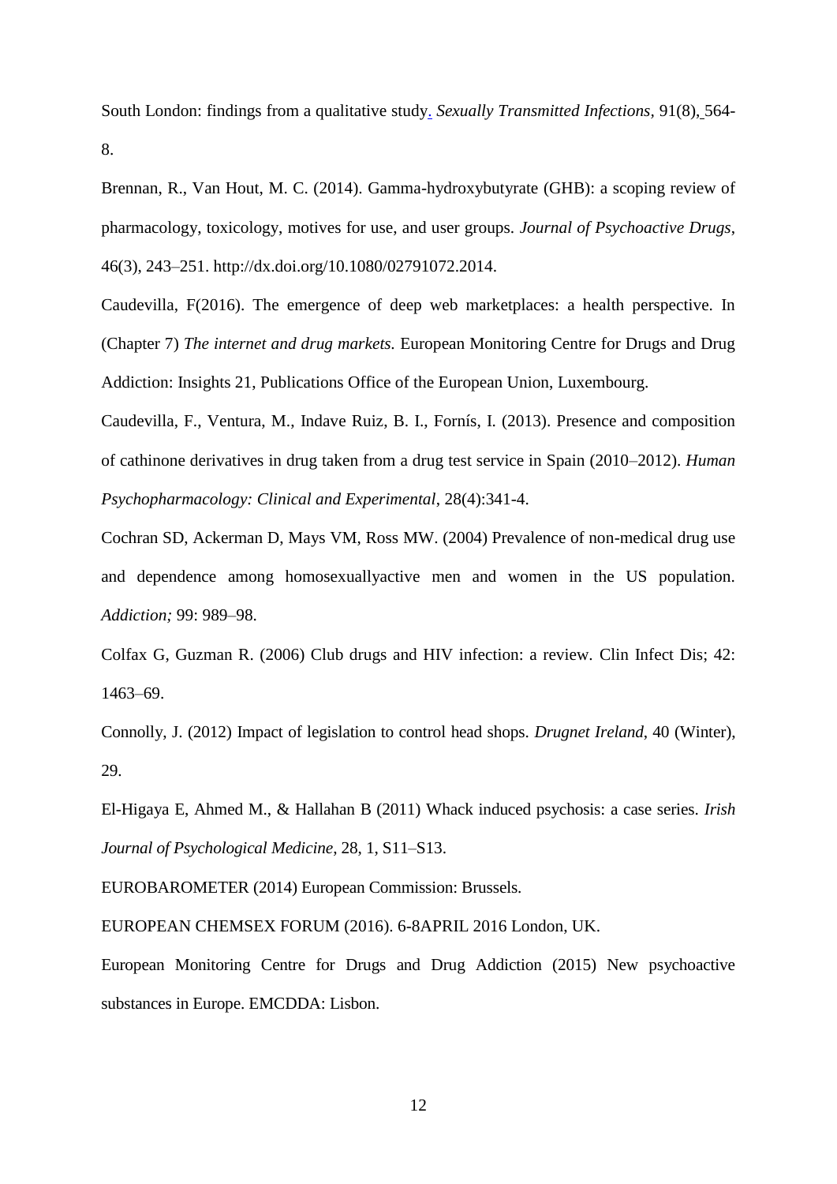South London: findings from a qualitative study. *Sexually Transmitted Infections*, 91(8), 564-8.

Brennan, R., Van Hout, M. C. (2014). Gamma-hydroxybutyrate (GHB): a scoping review of pharmacology, toxicology, motives for use, and user groups. *Journal of Psychoactive Drugs*, 46(3), 243–251. http://dx.doi.org/10.1080/02791072.2014.

Caudevilla, F(2016). The emergence of deep web marketplaces: a health perspective. In (Chapter 7) *The internet and drug markets.* European Monitoring Centre for Drugs and Drug Addiction: Insights 21, Publications Office of the European Union, Luxembourg.

Caudevilla, F., Ventura, M., Indave Ruiz, B. I., Fornís, I. (2013). Presence and composition of cathinone derivatives in drug taken from a drug test service in Spain (2010–2012). *Human Psychopharmacology: Clinical and Experimental*, 28(4):341-4.

Cochran SD, Ackerman D, Mays VM, Ross MW. (2004) Prevalence of non-medical drug use and dependence among homosexuallyactive men and women in the US population. *Addiction;* 99: 989–98.

Colfax G, Guzman R. (2006) Club drugs and HIV infection: a review. Clin Infect Dis; 42: 1463–69.

Connolly, J. (2012) Impact of legislation to control head shops. *Drugnet Ireland*, 40 (Winter), 29.

El-Higaya E, Ahmed M., & Hallahan B (2011) Whack induced psychosis: a case series. *Irish Journal of Psychological Medicine*, 28, 1, S11–S13.

EUROBAROMETER (2014) European Commission: Brussels.

EUROPEAN CHEMSEX FORUM (2016). 6-8APRIL 2016 London, UK.

European Monitoring Centre for Drugs and Drug Addiction (2015) New psychoactive substances in Europe. EMCDDA: Lisbon.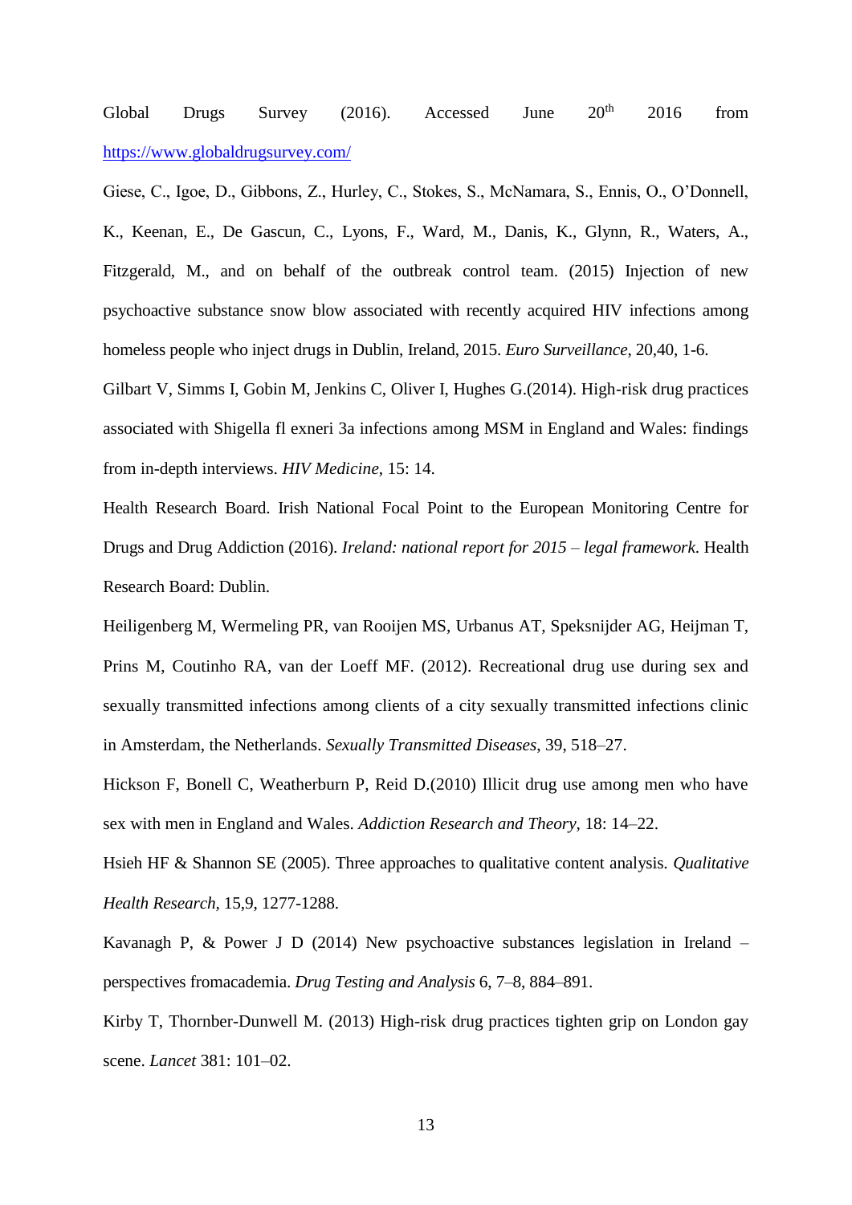Global Drugs Survey (2016). Accessed June 20th 2016 from https://www.globaldrugsurvey.com/

Giese, C., Igoe, D., Gibbons, Z., Hurley, C., Stokes, S., McNamara, S., Ennis, O., O'Donnell, K., Keenan, E., De Gascun, C., Lyons, F., Ward, M., Danis, K., Glynn, R., Waters, A., Fitzgerald, M., and on behalf of the outbreak control team. (2015) Injection of new psychoactive substance snow blow associated with recently acquired HIV infections among homeless people who inject drugs in Dublin, Ireland, 2015. *Euro Surveillance*, 20,40, 1-6.

Gilbart V, Simms I, Gobin M, Jenkins C, Oliver I, Hughes G.(2014). High-risk drug practices associated with Shigella fl exneri 3a infections among MSM in England and Wales: findings from in-depth interviews. *HIV Medicine*, 15: 14.

Health Research Board. Irish National Focal Point to the European Monitoring Centre for Drugs and Drug Addiction (2016). *Ireland: national report for 2015 – legal framework*. Health Research Board: Dublin.

Heiligenberg M, Wermeling PR, van Rooijen MS, Urbanus AT, Speksnijder AG, Heijman T, Prins M, Coutinho RA, van der Loeff MF. (2012). Recreational drug use during sex and sexually transmitted infections among clients of a city sexually transmitted infections clinic in Amsterdam, the Netherlands. *Sexually Transmitted Diseases*, 39, 518–27.

Hickson F, Bonell C, Weatherburn P, Reid D.(2010) Illicit drug use among men who have sex with men in England and Wales. *Addiction Research and Theory*, 18: 14–22.

Hsieh HF & Shannon SE (2005). Three approaches to qualitative content analysis. *Qualitative Health Research*, 15,9, 1277-1288.

Kavanagh P, & Power J D (2014) New psychoactive substances legislation in Ireland – perspectives fromacademia. *Drug Testing and Analysis* 6, 7–8, 884–891.

Kirby T, Thornber-Dunwell M. (2013) High-risk drug practices tighten grip on London gay scene. *Lancet* 381: 101–02.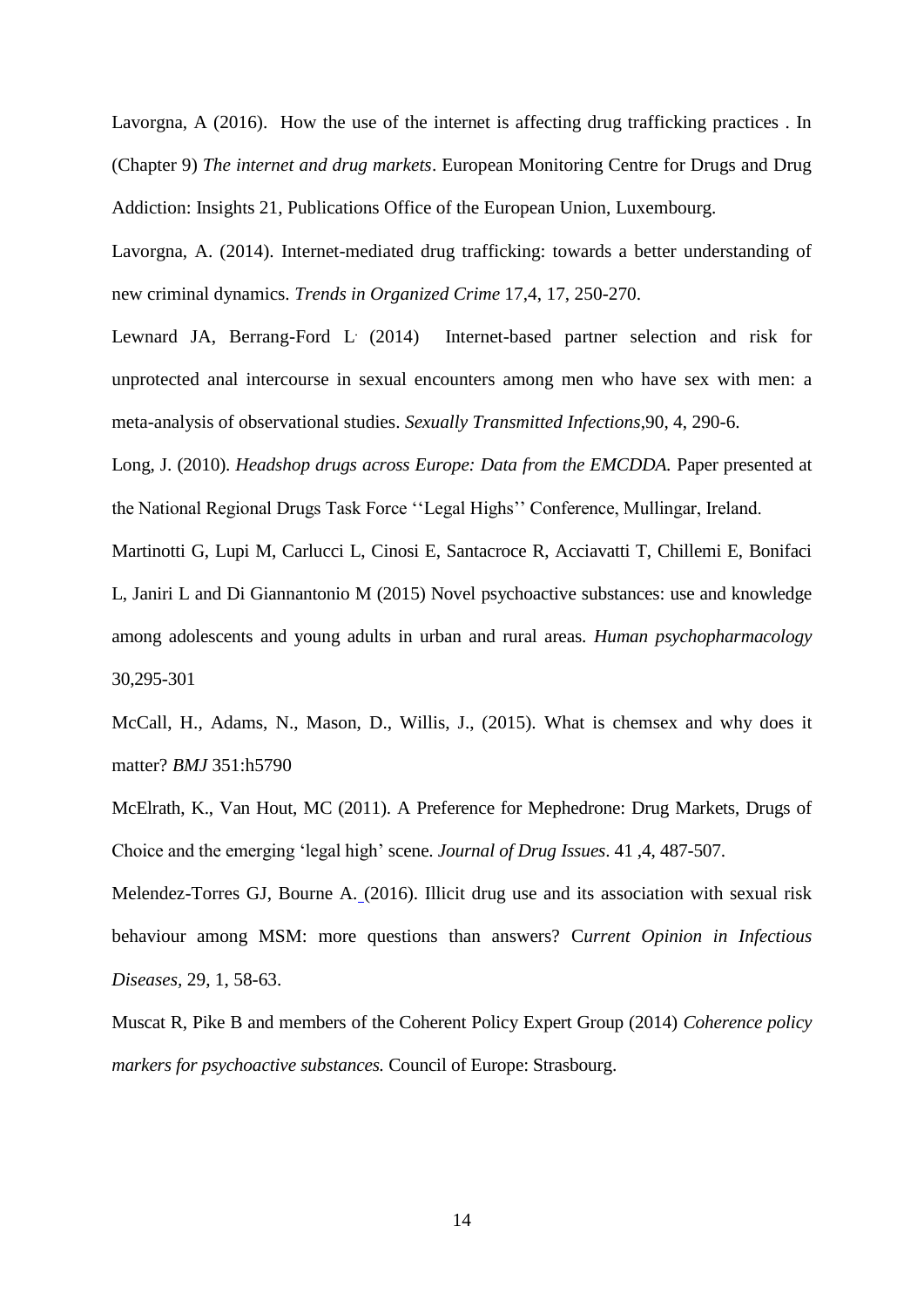Lavorgna, A (2016). How the use of the internet is affecting drug trafficking practices . In (Chapter 9) *The internet and drug markets*. European Monitoring Centre for Drugs and Drug Addiction: Insights 21, Publications Office of the European Union, Luxembourg.

Lavorgna, A. (2014). Internet-mediated drug trafficking: towards a better understanding of new criminal dynamics. *Trends in Organized Crime* 17,4, 17, 250-270.

Lewnard JA, Berrang-Ford L. (2014) Internet-based partner selection and risk for unprotected anal intercourse in sexual encounters among men who have sex with men: a meta-analysis of observational studies. *Sexually Transmitted Infections*,90, 4, 290-6.

Long, J. (2010). *Headshop drugs across Europe: Data from the EMCDDA.* Paper presented at the National Regional Drugs Task Force ''Legal Highs'' Conference, Mullingar, Ireland.

Martinotti G, Lupi M, Carlucci L, Cinosi E, Santacroce R, Acciavatti T, Chillemi E, Bonifaci L, Janiri L and Di Giannantonio M (2015) Novel psychoactive substances: use and knowledge among adolescents and young adults in urban and rural areas. *Human psychopharmacology* 30,295-301

McCall, H., Adams, N., Mason, D., Willis, J., (2015). What is chemsex and why does it matter? *BMJ* 351:h5790

McElrath, K., Van Hout, MC (2011). A Preference for Mephedrone: Drug Markets, Drugs of Choice and the emerging 'legal high' scene. *Journal of Drug Issues*. 41 ,4, 487-507.

Melendez-Torres GJ, Bourne A. (2016). Illicit drug use and its association with sexual risk behaviour among MSM: more questions than answers? C*urrent Opinion in Infectious Diseases,* 29, 1, 58-63.

Muscat R, Pike B and members of the Coherent Policy Expert Group (2014) *Coherence policy markers for psychoactive substances.* Council of Europe: Strasbourg.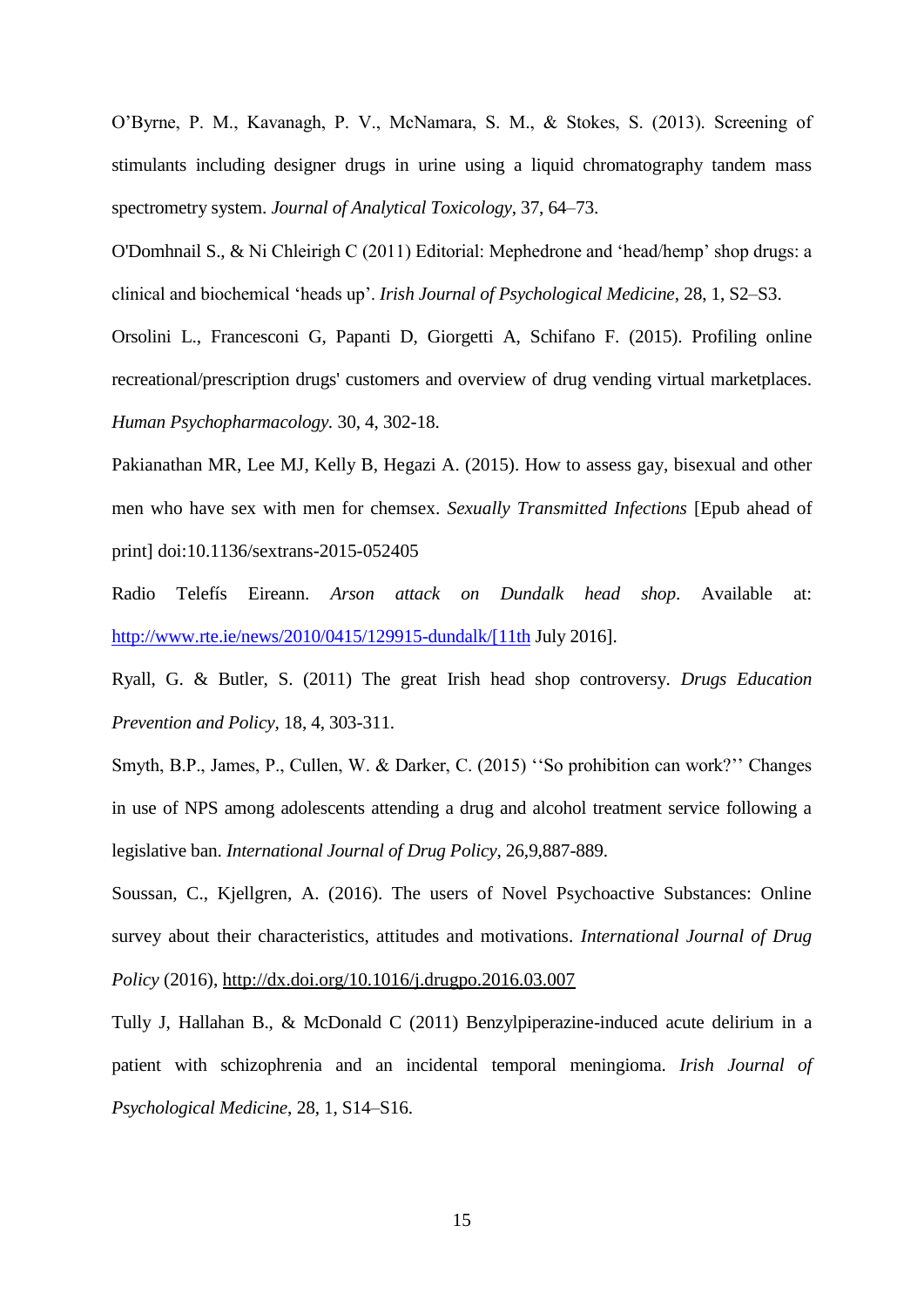O'Byrne, P. M., Kavanagh, P. V., McNamara, S. M., & Stokes, S. (2013). Screening of stimulants including designer drugs in urine using a liquid chromatography tandem mass spectrometry system. *Journal of Analytical Toxicology*, 37, 64–73.

O'Domhnail S., & Ni Chleirigh C (2011) Editorial: Mephedrone and 'head/hemp' shop drugs: a clinical and biochemical 'heads up'. *Irish Journal of Psychological Medicine*, 28, 1, S2–S3.

Orsolini L., Francesconi G, Papanti D, Giorgetti A, Schifano F. (2015). Profiling online recreational/prescription drugs' customers and overview of drug vending virtual marketplaces. *Human Psychopharmacology*. 30, 4, 302-18.

Pakianathan MR, Lee MJ, Kelly B, Hegazi A. (2015). How to assess gay, bisexual and other men who have sex with men for chemsex. *Sexually Transmitted Infections* [Epub ahead of print] doi:10.1136/sextrans-2015-052405

Radio Telefís Eireann. *Arson attack on Dundalk head shop*. Available at: http://www.rte.ie/news/2010/0415/129915-dundalk/[11th July 2016].

Ryall, G. & Butler, S. (2011) The great Irish head shop controversy. *Drugs Education Prevention and Policy*, 18, 4, 303-311.

Smyth, B.P., James, P., Cullen, W. & Darker, C. (2015) ''So prohibition can work?'' Changes in use of NPS among adolescents attending a drug and alcohol treatment service following a legislative ban. *International Journal of Drug Policy*, 26,9,887-889.

Soussan, C., Kjellgren, A. (2016). The users of Novel Psychoactive Substances: Online survey about their characteristics, attitudes and motivations. *International Journal of Drug Policy* (2016), http://dx.doi.org/10.1016/j.drugpo.2016.03.007

Tully J, Hallahan B., & McDonald C (2011) Benzylpiperazine-induced acute delirium in a patient with schizophrenia and an incidental temporal meningioma. *Irish Journal of Psychological Medicine*, 28, 1, S14–S16.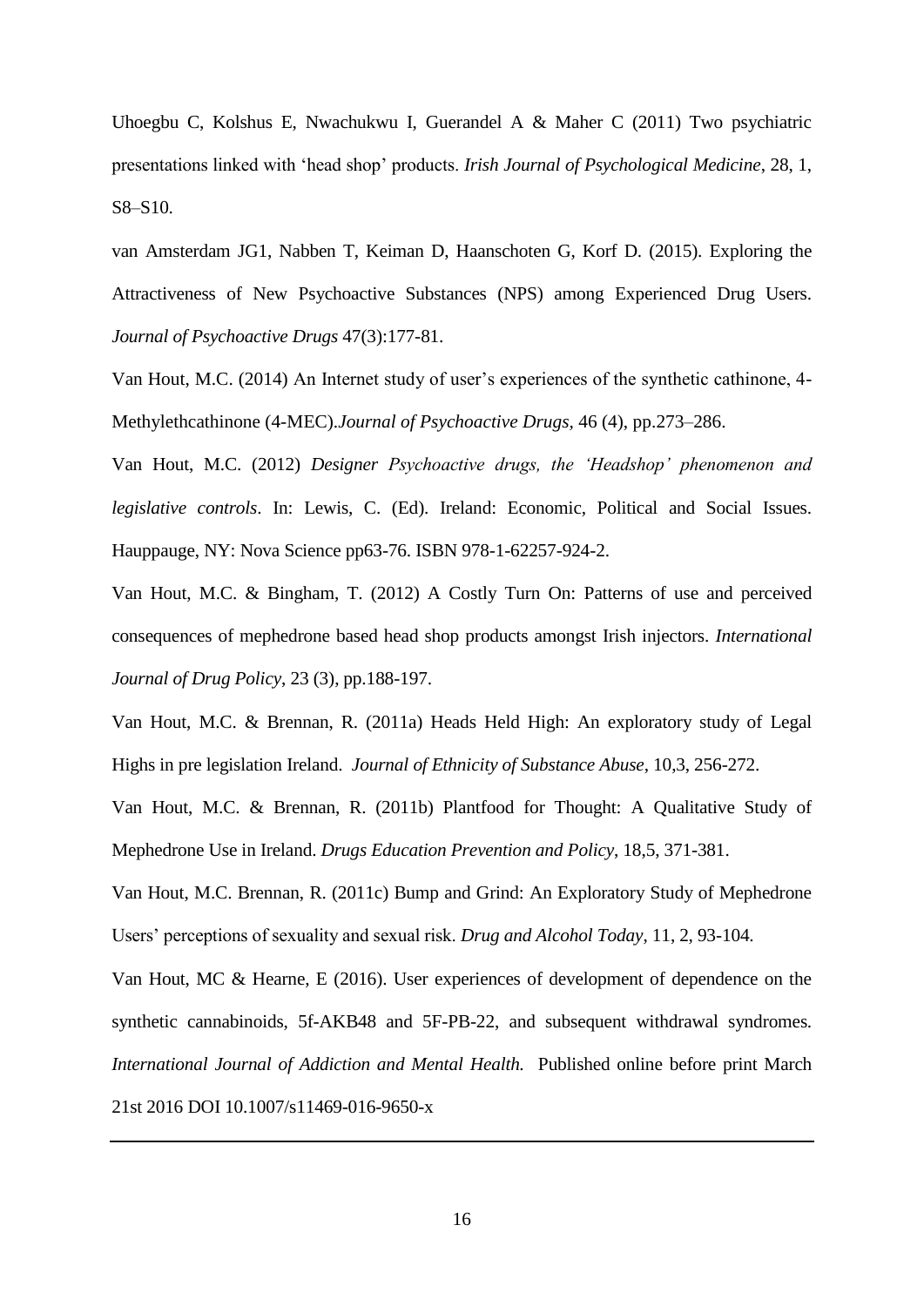Uhoegbu C, Kolshus E, Nwachukwu I, Guerandel A & Maher C (2011) Two psychiatric presentations linked with 'head shop' products. *Irish Journal of Psychological Medicine*, 28, 1, S8–S10.

van Amsterdam JG1, Nabben T, Keiman D, Haanschoten G, Korf D. (2015). Exploring the Attractiveness of New Psychoactive Substances (NPS) among Experienced Drug Users. *Journal of Psychoactive Drugs* 47(3):177-81.

Van Hout, M.C. (2014) An Internet study of user's experiences of the synthetic cathinone, 4-Methylethcathinone (4-MEC).*Journal of Psychoactive Drugs*, 46 (4), pp.273–286.

Van Hout, M.C. (2012) *Designer Psychoactive drugs, the 'Headshop' phenomenon and legislative controls*. In: Lewis, C. (Ed). Ireland: Economic, Political and Social Issues. Hauppauge, NY: Nova Science pp63-76. ISBN 978-1-62257-924-2.

Van Hout, M.C. & Bingham, T. (2012) A Costly Turn On: Patterns of use and perceived consequences of mephedrone based head shop products amongst Irish injectors. *International Journal of Drug Policy*, 23 (3), pp.188-197.

Van Hout, M.C. & Brennan, R. (2011a) Heads Held High: An exploratory study of Legal Highs in pre legislation Ireland. *Journal of Ethnicity of Substance Abuse*, 10,3, 256-272.

Van Hout, M.C. & Brennan, R. (2011b) Plantfood for Thought: A Qualitative Study of Mephedrone Use in Ireland. *Drugs Education Prevention and Policy*, 18,5, 371-381.

Van Hout, M.C. Brennan, R. (2011c) Bump and Grind: An Exploratory Study of Mephedrone Users' perceptions of sexuality and sexual risk. *Drug and Alcohol Today*, 11, 2, 93-104.

Van Hout, MC & Hearne, E (2016). User experiences of development of dependence on the synthetic cannabinoids, 5f-AKB48 and 5F-PB-22, and subsequent withdrawal syndromes. *International Journal of Addiction and Mental Health.* Published online before print March 21st 2016 DOI 10.1007/s11469-016-9650-x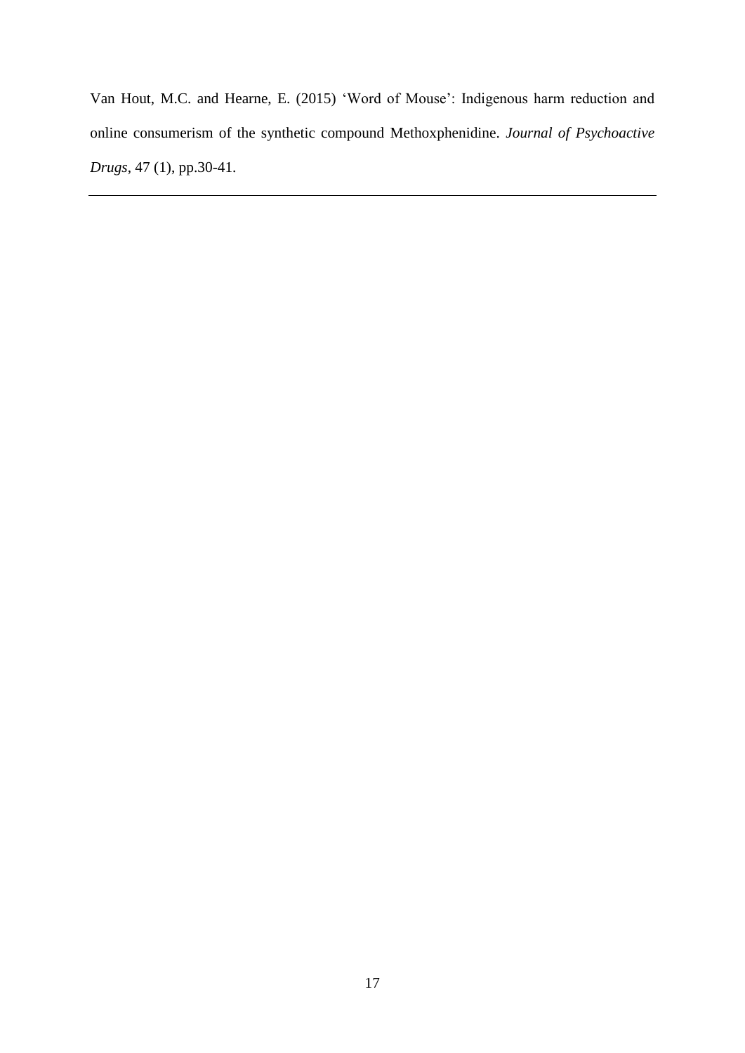Van Hout, M.C. and Hearne, E. (2015) 'Word of Mouse': Indigenous harm reduction and online consumerism of the synthetic compound Methoxphenidine. *Journal of Psychoactive Drugs*, 47 (1), pp.30-41.

---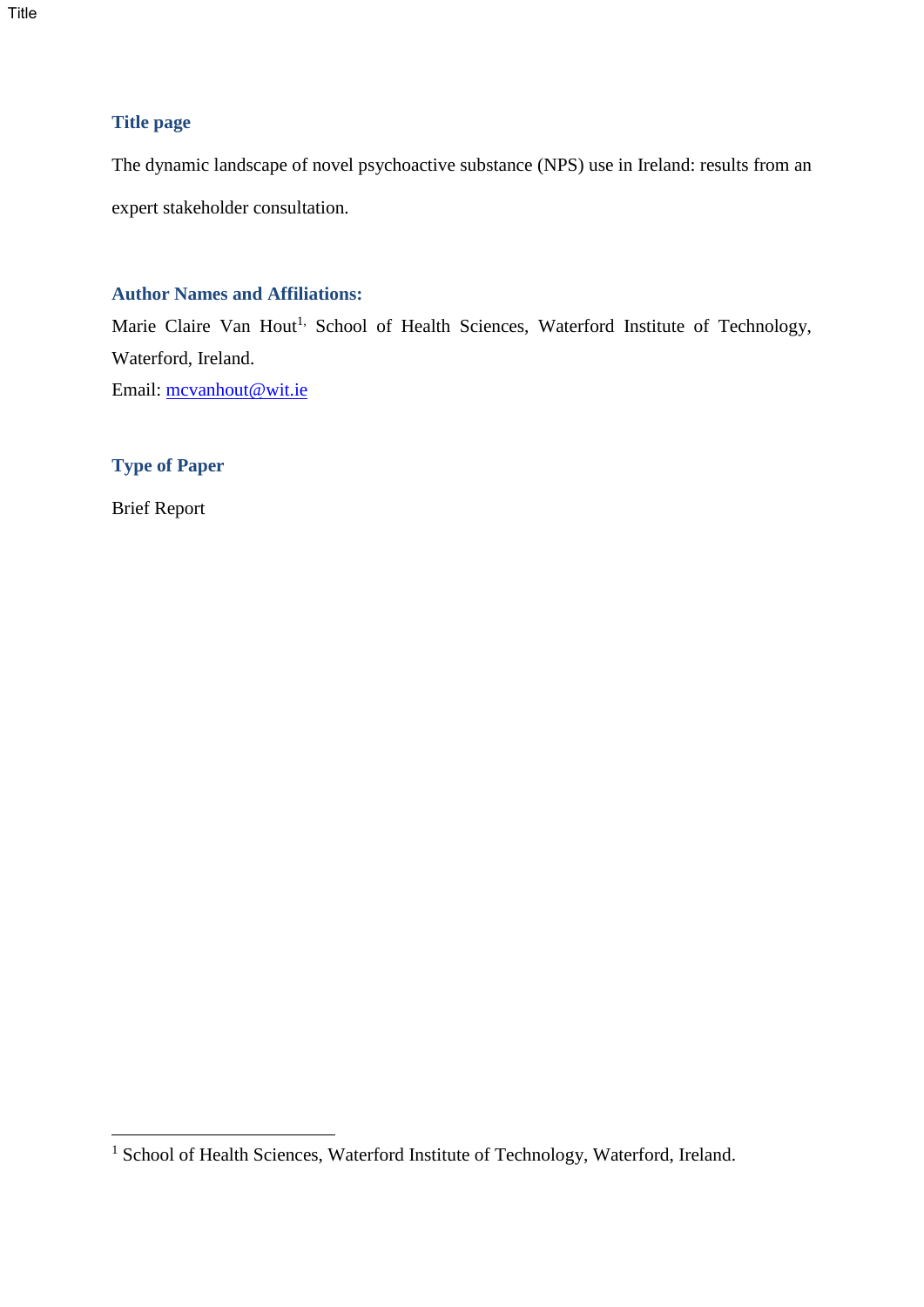### Title page

The dynamic landscape of novel psychoactive substance (NPS) use in Ireland: results from an expert stakeholder consultation.

### Author Names and Affiliations:

Marie Claire Van Hout[1], School of Health Sciences, Waterford Institute of Technology, Waterford, Ireland.

Email: mcvanhout@wit.ie

### Type of Paper

Brief Report

[1] School of Health Sciences, Waterford Institute of Technology, Waterford, Ireland.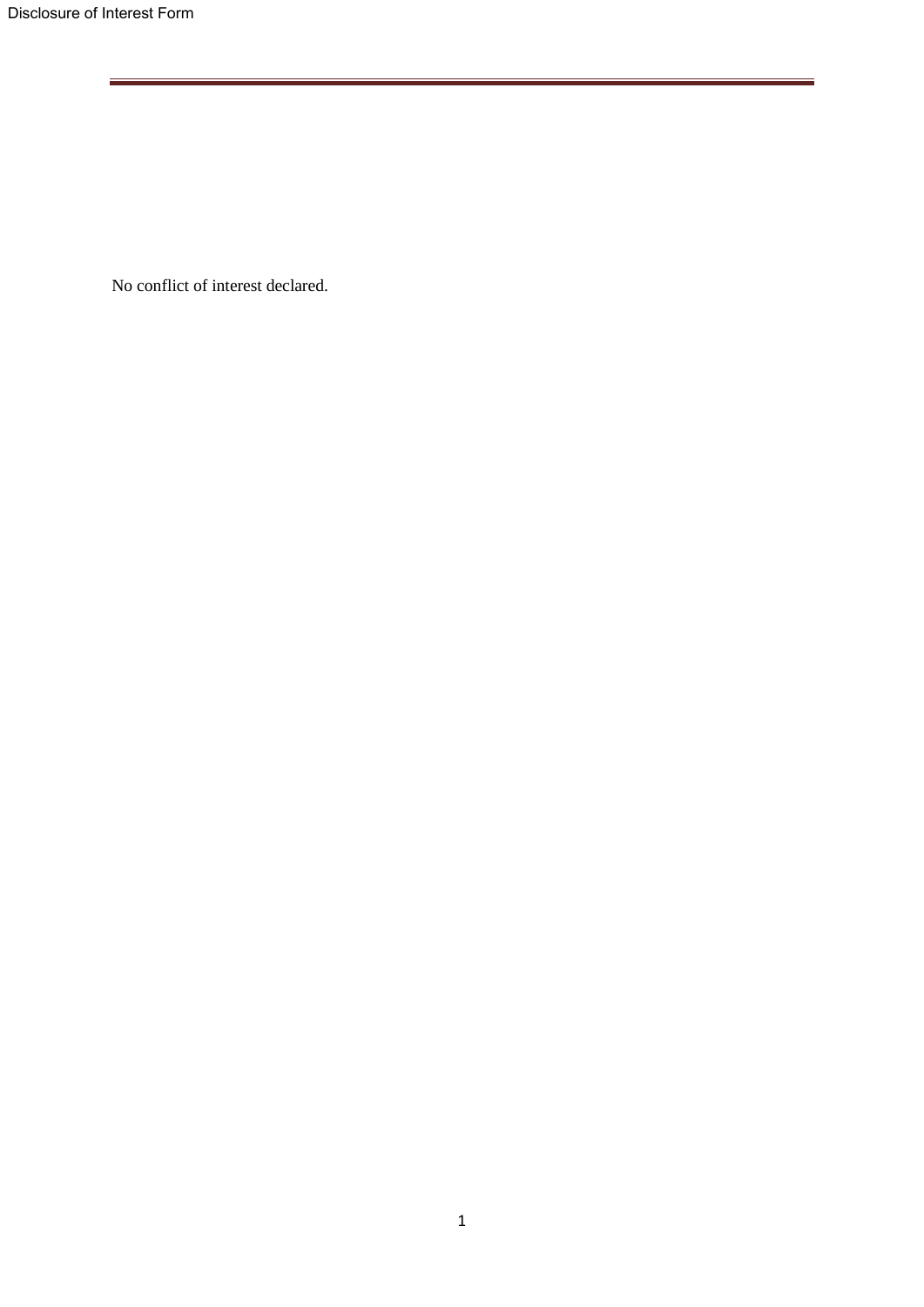No conflict of interest declared.